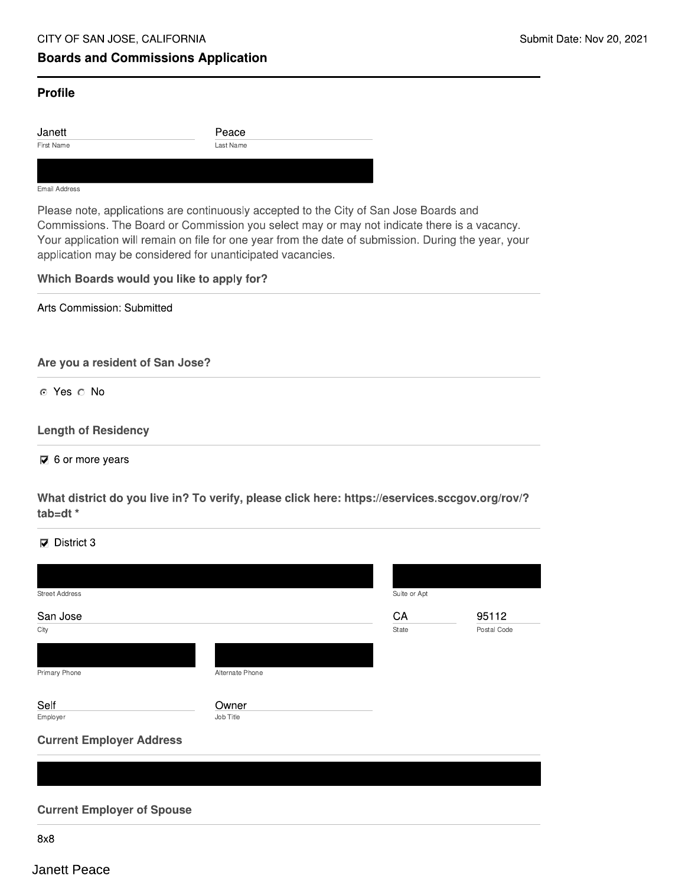CITY OF SAN JOSE, CALIFORNIA

Submit Date: Nov 20, 2021

## Boards and Commissions Application

### Profile

Janett
First Name

Peace
Last Name

Email Address

Please note, applications are continuously accepted to the City of San Jose Boards and Commissions. The Board or Commission you select may or may not indicate there is a vacancy. Your application will remain on file for one year from the date of submission. During the year, your application may be considered for unanticipated vacancies.

**Which Boards would you like to apply for?**

Arts Commission: Submitted

**Are you a resident of San Jose?**

◉ Yes ○ No

**Length of Residency**

☑ 6 or more years

**What district do you live in? To verify, please click here: https://eservices.sccgov.org/rov/?tab=dt ***

☑ District 3

Street Address

Suite or Apt

San Jose
City

CA
State

95112
Postal Code

Primary Phone

Alternate Phone

Self
Employer

Owner
Job Title

**Current Employer Address**

**Current Employer of Spouse**

8x8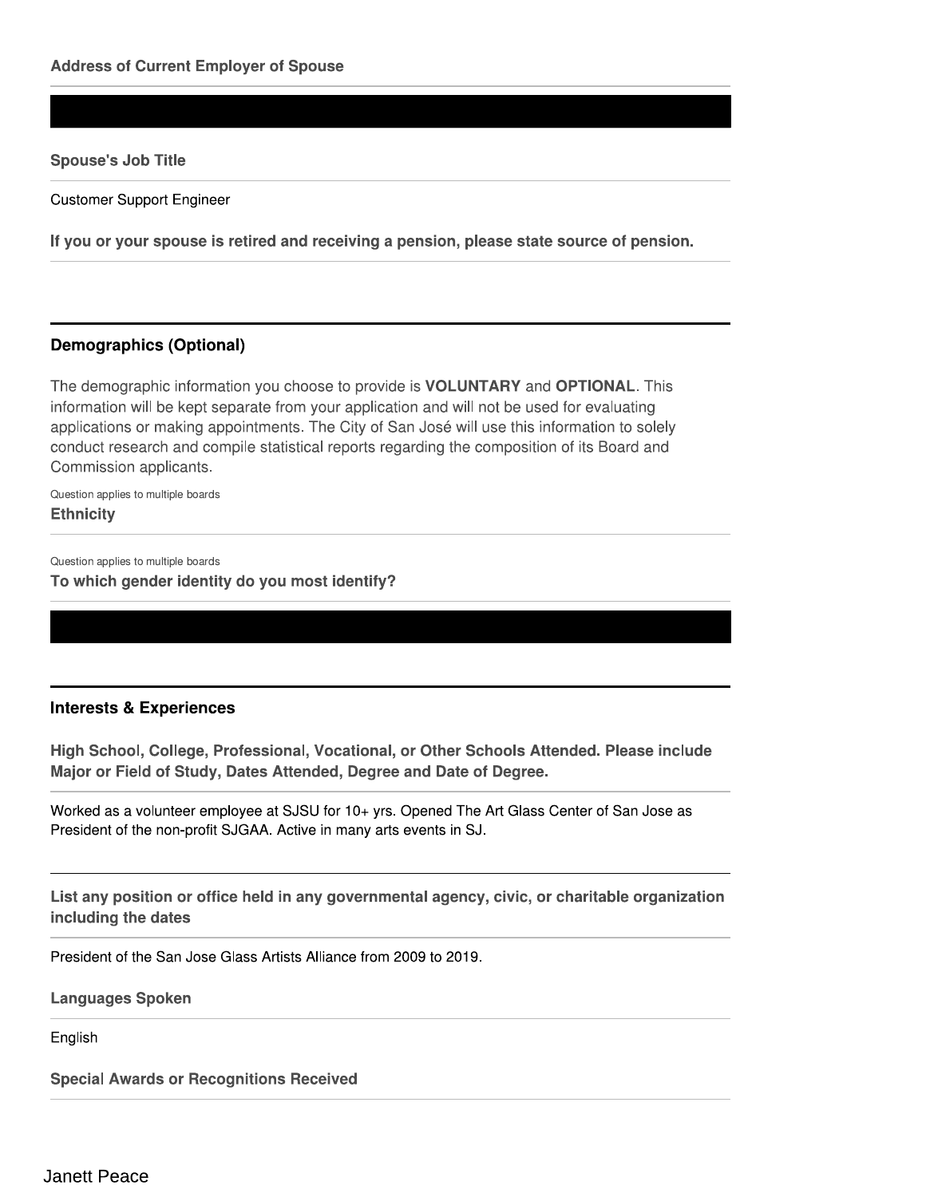**Address of Current Employer of Spouse**

**Spouse's Job Title**

Customer Support Engineer

**If you or your spouse is retired and receiving a pension, please state source of pension.**

## Demographics (Optional)

The demographic information you choose to provide is **VOLUNTARY** and **OPTIONAL**. This information will be kept separate from your application and will not be used for evaluating applications or making appointments. The City of San José will use this information to solely conduct research and compile statistical reports regarding the composition of its Board and Commission applicants.

Question applies to multiple boards

**Ethnicity**

Question applies to multiple boards

**To which gender identity do you most identify?**

## Interests & Experiences

**High School, College, Professional, Vocational, or Other Schools Attended. Please include Major or Field of Study, Dates Attended, Degree and Date of Degree.**

Worked as a volunteer employee at SJSU for 10+ yrs. Opened The Art Glass Center of San Jose as President of the non-profit SJGAA. Active in many arts events in SJ.

**List any position or office held in any governmental agency, civic, or charitable organization including the dates**

President of the San Jose Glass Artists Alliance from 2009 to 2019.

**Languages Spoken**

English

**Special Awards or Recognitions Received**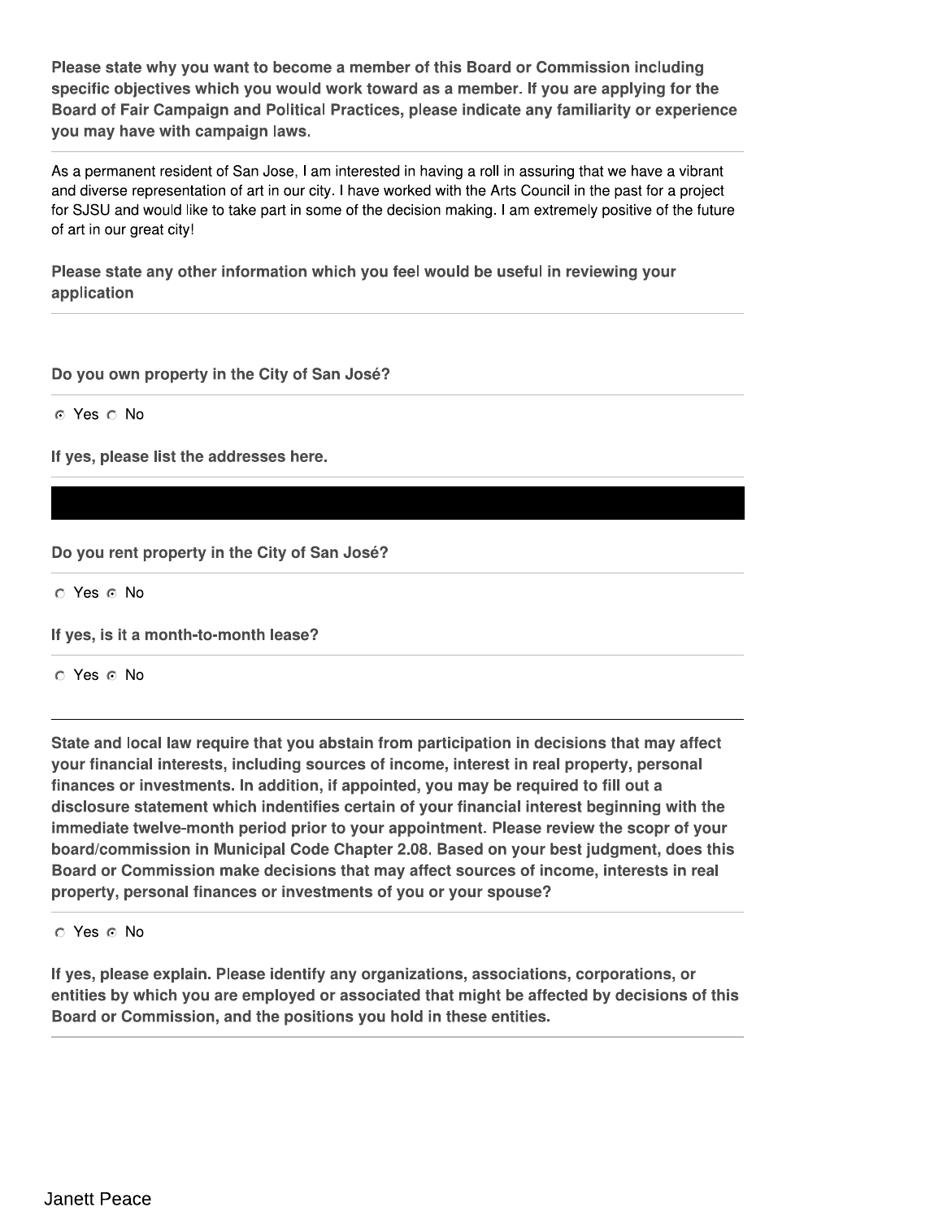**Please state why you want to become a member of this Board or Commission including specific objectives which you would work toward as a member. If you are applying for the Board of Fair Campaign and Political Practices, please indicate any familiarity or experience you may have with campaign laws.**

As a permanent resident of San Jose, I am interested in having a roll in assuring that we have a vibrant and diverse representation of art in our city. I have worked with the Arts Council in the past for a project for SJSU and would like to take part in some of the decision making. I am extremely positive of the future of art in our great city!

**Please state any other information which you feel would be useful in reviewing your application**

**Do you own property in the City of San José?**

◉ Yes ○ No

**If yes, please list the addresses here.**

[REDACTED]

**Do you rent property in the City of San José?**

○ Yes ◉ No

**If yes, is it a month-to-month lease?**

○ Yes ◉ No

**State and local law require that you abstain from participation in decisions that may affect your financial interests, including sources of income, interest in real property, personal finances or investments. In addition, if appointed, you may be required to fill out a disclosure statement which indentifies certain of your financial interest beginning with the immediate twelve-month period prior to your appointment. Please review the scopr of your board/commission in Municipal Code Chapter 2.08. Based on your best judgment, does this Board or Commission make decisions that may affect sources of income, interests in real property, personal finances or investments of you or your spouse?**

○ Yes ◉ No

**If yes, please explain. Please identify any organizations, associations, corporations, or entities by which you are employed or associated that might be affected by decisions of this Board or Commission, and the positions you hold in these entities.**

Janett Peace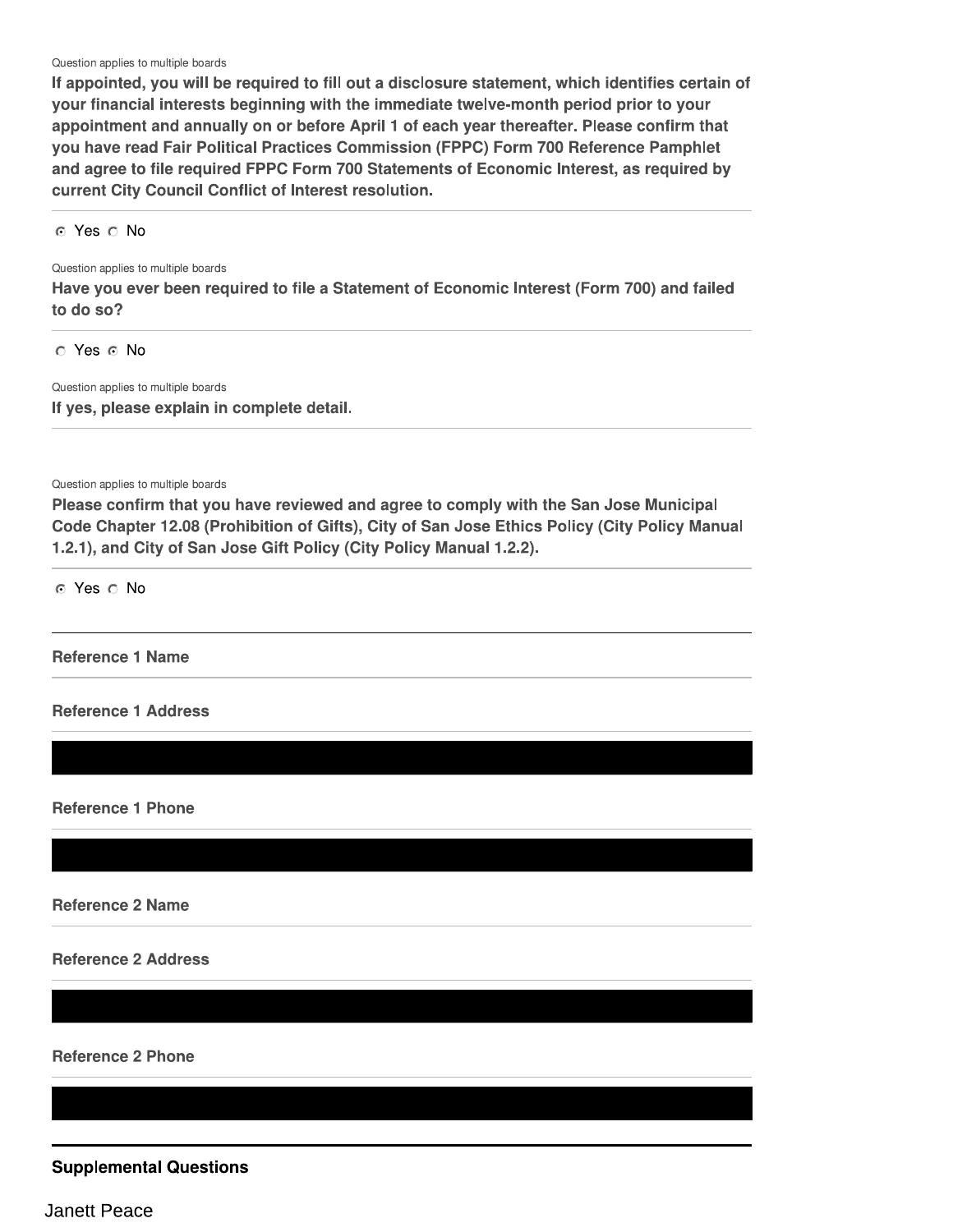Question applies to multiple boards

**If appointed, you will be required to fill out a disclosure statement, which identifies certain of your financial interests beginning with the immediate twelve-month period prior to your appointment and annually on or before April 1 of each year thereafter. Please confirm that you have read Fair Political Practices Commission (FPPC) Form 700 Reference Pamphlet and agree to file required FPPC Form 700 Statements of Economic Interest, as required by current City Council Conflict of Interest resolution.**

◉ Yes ○ No

Question applies to multiple boards

**Have you ever been required to file a Statement of Economic Interest (Form 700) and failed to do so?**

○ Yes ◉ No

Question applies to multiple boards

**If yes, please explain in complete detail.**

Question applies to multiple boards

**Please confirm that you have reviewed and agree to comply with the San Jose Municipal Code Chapter 12.08 (Prohibition of Gifts), City of San Jose Ethics Policy (City Policy Manual 1.2.1), and City of San Jose Gift Policy (City Policy Manual 1.2.2).**

◉ Yes ○ No

**Reference 1 Name**

**Reference 1 Address**

**Reference 1 Phone**

**Reference 2 Name**

**Reference 2 Address**

**Reference 2 Phone**

## Supplemental Questions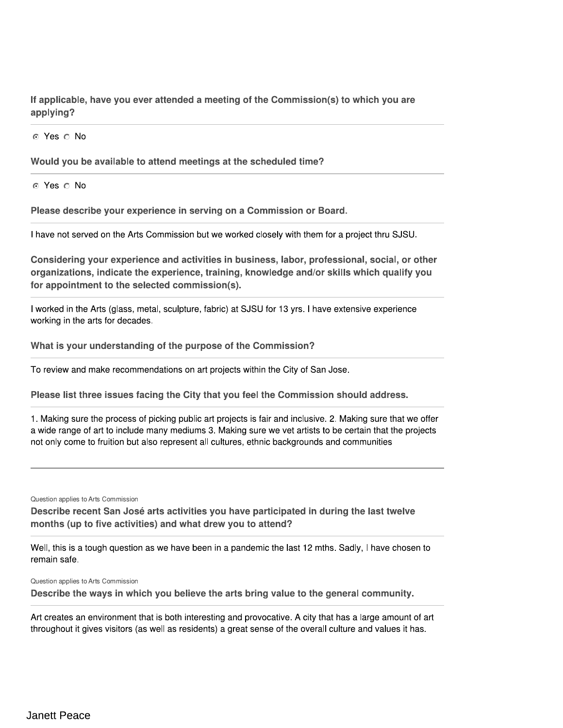**If applicable, have you ever attended a meeting of the Commission(s) to which you are applying?**

◉ Yes ○ No

**Would you be available to attend meetings at the scheduled time?**

◉ Yes ○ No

**Please describe your experience in serving on a Commission or Board.**

I have not served on the Arts Commission but we worked closely with them for a project thru SJSU.

**Considering your experience and activities in business, labor, professional, social, or other organizations, indicate the experience, training, knowledge and/or skills which qualify you for appointment to the selected commission(s).**

I worked in the Arts (glass, metal, sculpture, fabric) at SJSU for 13 yrs. I have extensive experience working in the arts for decades.

**What is your understanding of the purpose of the Commission?**

To review and make recommendations on art projects within the City of San Jose.

**Please list three issues facing the City that you feel the Commission should address.**

1. Making sure the process of picking public art projects is fair and inclusive. 2. Making sure that we offer a wide range of art to include many mediums 3. Making sure we vet artists to be certain that the projects not only come to fruition but also represent all cultures, ethnic backgrounds and communities

Question applies to Arts Commission

**Describe recent San José arts activities you have participated in during the last twelve months (up to five activities) and what drew you to attend?**

Well, this is a tough question as we have been in a pandemic the last 12 mths. Sadly, I have chosen to remain safe.

Question applies to Arts Commission

**Describe the ways in which you believe the arts bring value to the general community.**

Art creates an environment that is both interesting and provocative. A city that has a large amount of art throughout it gives visitors (as well as residents) a great sense of the overall culture and values it has.

Janett Peace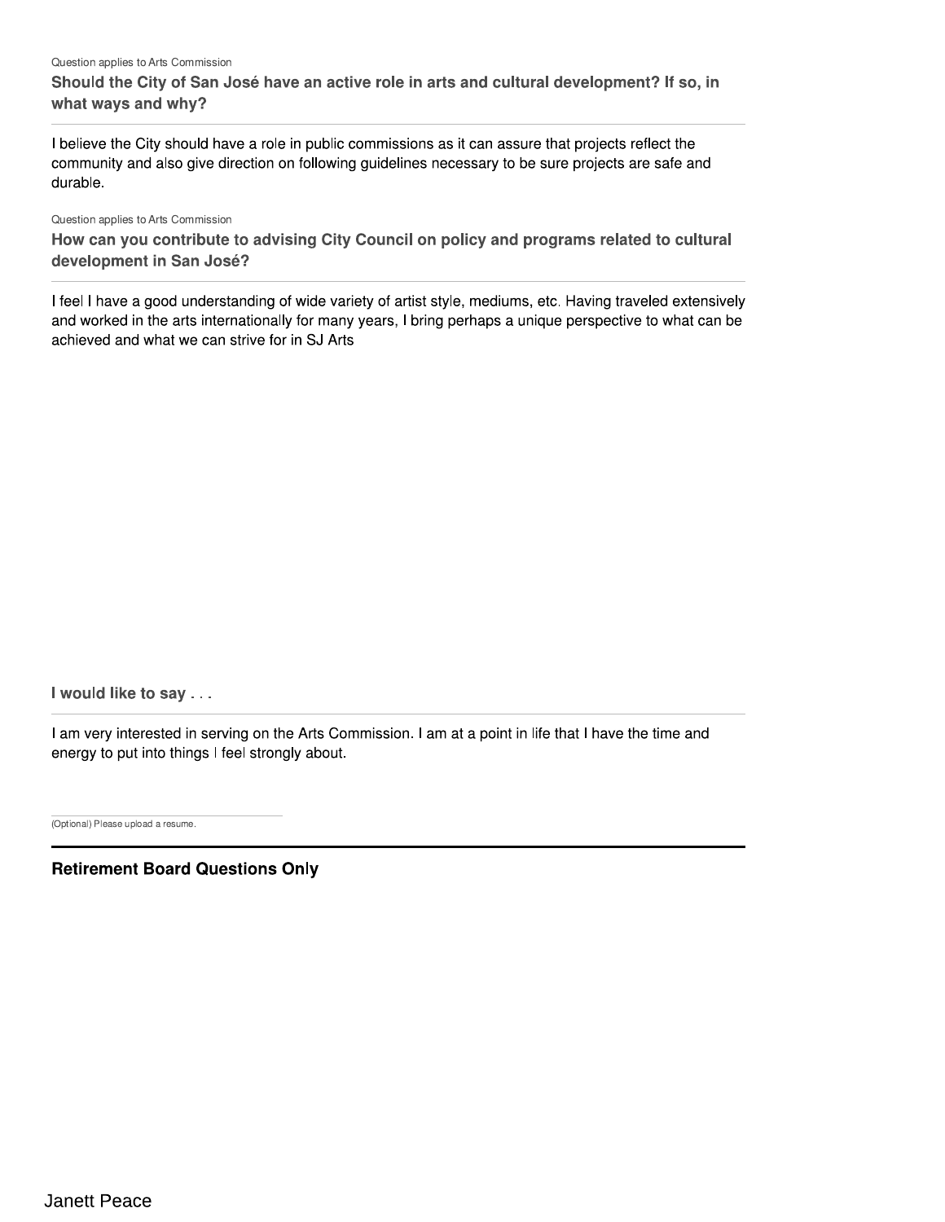Question applies to Arts Commission

**Should the City of San José have an active role in arts and cultural development? If so, in what ways and why?**

I believe the City should have a role in public commissions as it can assure that projects reflect the community and also give direction on following guidelines necessary to be sure projects are safe and durable.

Question applies to Arts Commission

**How can you contribute to advising City Council on policy and programs related to cultural development in San José?**

I feel I have a good understanding of wide variety of artist style, mediums, etc. Having traveled extensively and worked in the arts internationally for many years, I bring perhaps a unique perspective to what can be achieved and what we can strive for in SJ Arts

**I would like to say . . .**

I am very interested in serving on the Arts Commission. I am at a point in life that I have the time and energy to put into things I feel strongly about.

(Optional) Please upload a resume.

**Retirement Board Questions Only**

Janett Peace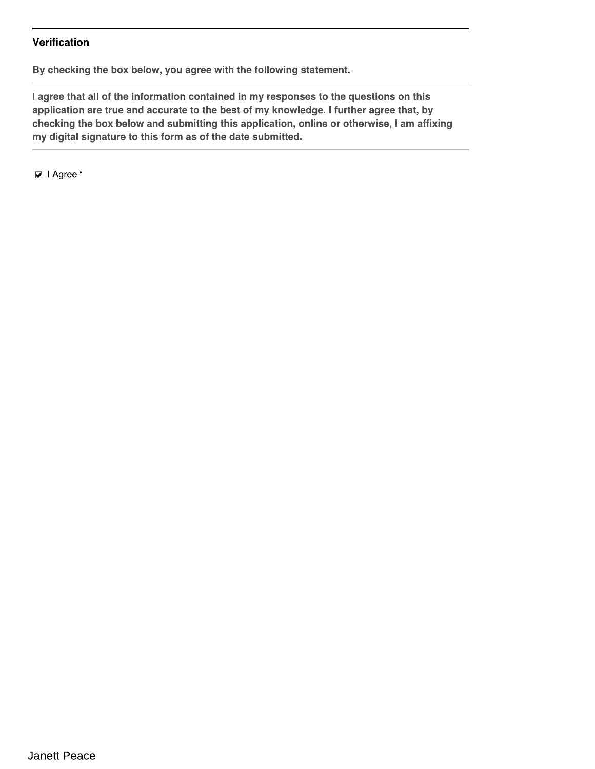## Verification

**By checking the box below, you agree with the following statement.**

**I agree that all of the information contained in my responses to the questions on this application are true and accurate to the best of my knowledge. I further agree that, by checking the box below and submitting this application, online or otherwise, I am affixing my digital signature to this form as of the date submitted.**

☑ I Agree *